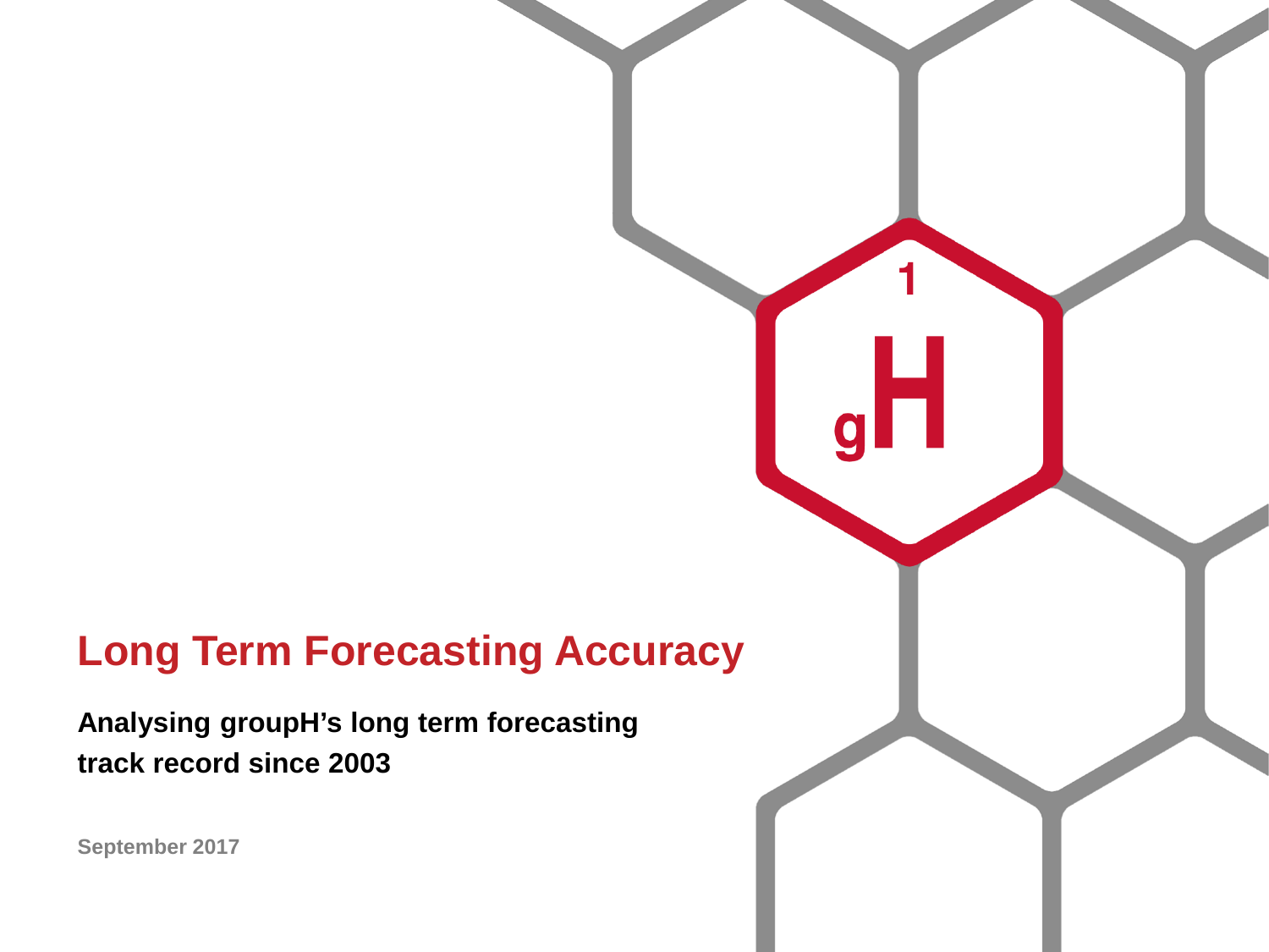# Long Term Forecasting Accuracy

**Analysing groupH's long term forecasting track record since 2003**

September 2017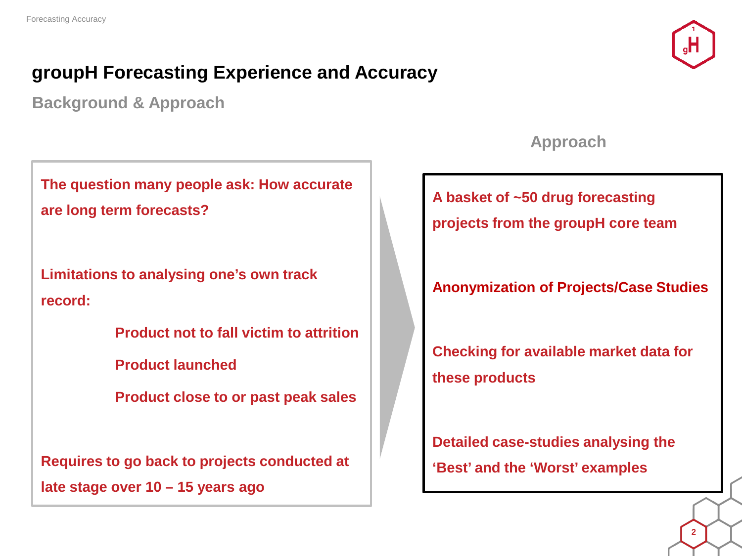# groupH Forecasting Experience and Accuracy

## Background & Approach

The question many people ask: How accurate are long term forecasts?

Limitations to analysing one's own track record:

- Product not to fall victim to attrition
- Product launched
- Product close to or past peak sales

Requires to go back to projects conducted at late stage over 10 – 15 years ago

### Approach

A basket of ~50 drug forecasting projects from the groupH core team

Anonymization of Projects/Case Studies

Checking for available market data for these products

Detailed case-studies analysing the 'Best' and the 'Worst' examples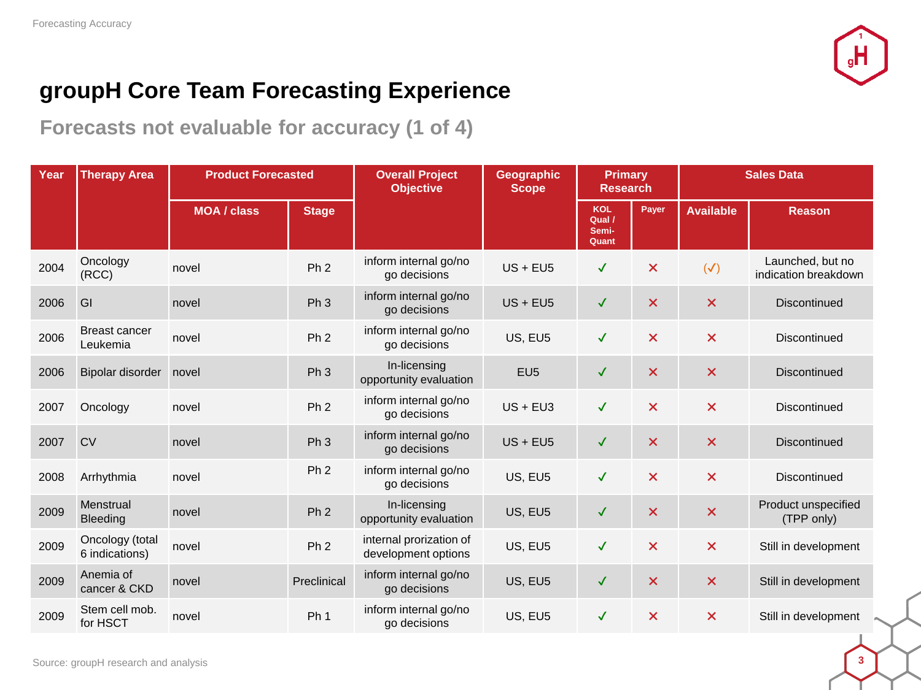# groupH Core Team Forecasting Experience

## Forecasts not evaluable for accuracy (1 of 4)

| Year | Therapy Area | Product Forecasted | | Overall Project Objective | Geographic Scope | Primary Research | | Sales Data | |
|---|---|---|---|---|---|---|---|---|---|
| | | MOA / class | Stage | | | KOL Qual / Semi-Quant | Payer | Available | Reason |
| 2004 | Oncology (RCC) | novel | Ph 2 | inform internal go/no go decisions | US + EU5 | ✓ | ✕ | (✓) | Launched, but no indication breakdown |
| 2006 | GI | novel | Ph 3 | inform internal go/no go decisions | US + EU5 | ✓ | ✕ | ✕ | Discontinued |
| 2006 | Breast cancer Leukemia | novel | Ph 2 | inform internal go/no go decisions | US, EU5 | ✓ | ✕ | ✕ | Discontinued |
| 2006 | Bipolar disorder | novel | Ph 3 | In-licensing opportunity evaluation | EU5 | ✓ | ✕ | ✕ | Discontinued |
| 2007 | Oncology | novel | Ph 2 | inform internal go/no go decisions | US + EU3 | ✓ | ✕ | ✕ | Discontinued |
| 2007 | CV | novel | Ph 3 | inform internal go/no go decisions | US + EU5 | ✓ | ✕ | ✕ | Discontinued |
| 2008 | Arrhythmia | novel | Ph 2 | inform internal go/no go decisions | US, EU5 | ✓ | ✕ | ✕ | Discontinued |
| 2009 | Menstrual Bleeding | novel | Ph 2 | In-licensing opportunity evaluation | US, EU5 | ✓ | ✕ | ✕ | Product unspecified (TPP only) |
| 2009 | Oncology (total 6 indications) | novel | Ph 2 | internal prorization of development options | US, EU5 | ✓ | ✕ | ✕ | Still in development |
| 2009 | Anemia of cancer & CKD | novel | Preclinical | inform internal go/no go decisions | US, EU5 | ✓ | ✕ | ✕ | Still in development |
| 2009 | Stem cell mob. for HSCT | novel | Ph 1 | inform internal go/no go decisions | US, EU5 | ✓ | ✕ | ✕ | Still in development |

Source: groupH research and analysis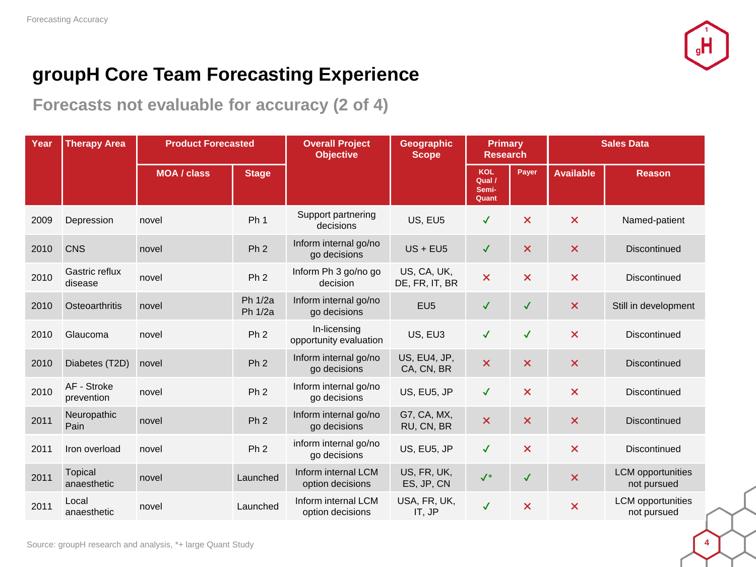# groupH Core Team Forecasting Experience

## Forecasts not evaluable for accuracy (2 of 4)

| Year | Therapy Area | Product Forecasted | | Overall Project Objective | Geographic Scope | Primary Research | | Sales Data | |
|---|---|---|---|---|---|---|---|---|---|
| | | MOA / class | Stage | | | KOL Qual / Semi-Quant | Payer | Available | Reason |
| 2009 | Depression | novel | Ph 1 | Support partnering decisions | US, EU5 | ✓ | ✗ | ✗ | Named-patient |
| 2010 | CNS | novel | Ph 2 | Inform internal go/no go decisions | US + EU5 | ✓ | ✗ | ✗ | Discontinued |
| 2010 | Gastric reflux disease | novel | Ph 2 | Inform Ph 3 go/no go decision | US, CA, UK, DE, FR, IT, BR | ✗ | ✗ | ✗ | Discontinued |
| 2010 | Osteoarthritis | novel | Ph 1/2a Ph 1/2a | Inform internal go/no go decisions | EU5 | ✓ | ✓ | ✗ | Still in development |
| 2010 | Glaucoma | novel | Ph 2 | In-licensing opportunity evaluation | US, EU3 | ✓ | ✓ | ✗ | Discontinued |
| 2010 | Diabetes (T2D) | novel | Ph 2 | Inform internal go/no go decisions | US, EU4, JP, CA, CN, BR | ✗ | ✗ | ✗ | Discontinued |
| 2010 | AF - Stroke prevention | novel | Ph 2 | Inform internal go/no go decisions | US, EU5, JP | ✓ | ✗ | ✗ | Discontinued |
| 2011 | Neuropathic Pain | novel | Ph 2 | Inform internal go/no go decisions | G7, CA, MX, RU, CN, BR | ✗ | ✗ | ✗ | Discontinued |
| 2011 | Iron overload | novel | Ph 2 | inform internal go/no go decisions | US, EU5, JP | ✓ | ✗ | ✗ | Discontinued |
| 2011 | Topical anaesthetic | novel | Launched | Inform internal LCM option decisions | US, FR, UK, ES, JP, CN | ✓* | ✓ | ✗ | LCM opportunities not pursued |
| 2011 | Local anaesthetic | novel | Launched | Inform internal LCM option decisions | USA, FR, UK, IT, JP | ✓ | ✗ | ✗ | LCM opportunities not pursued |

Source: groupH research and analysis, *+ large Quant Study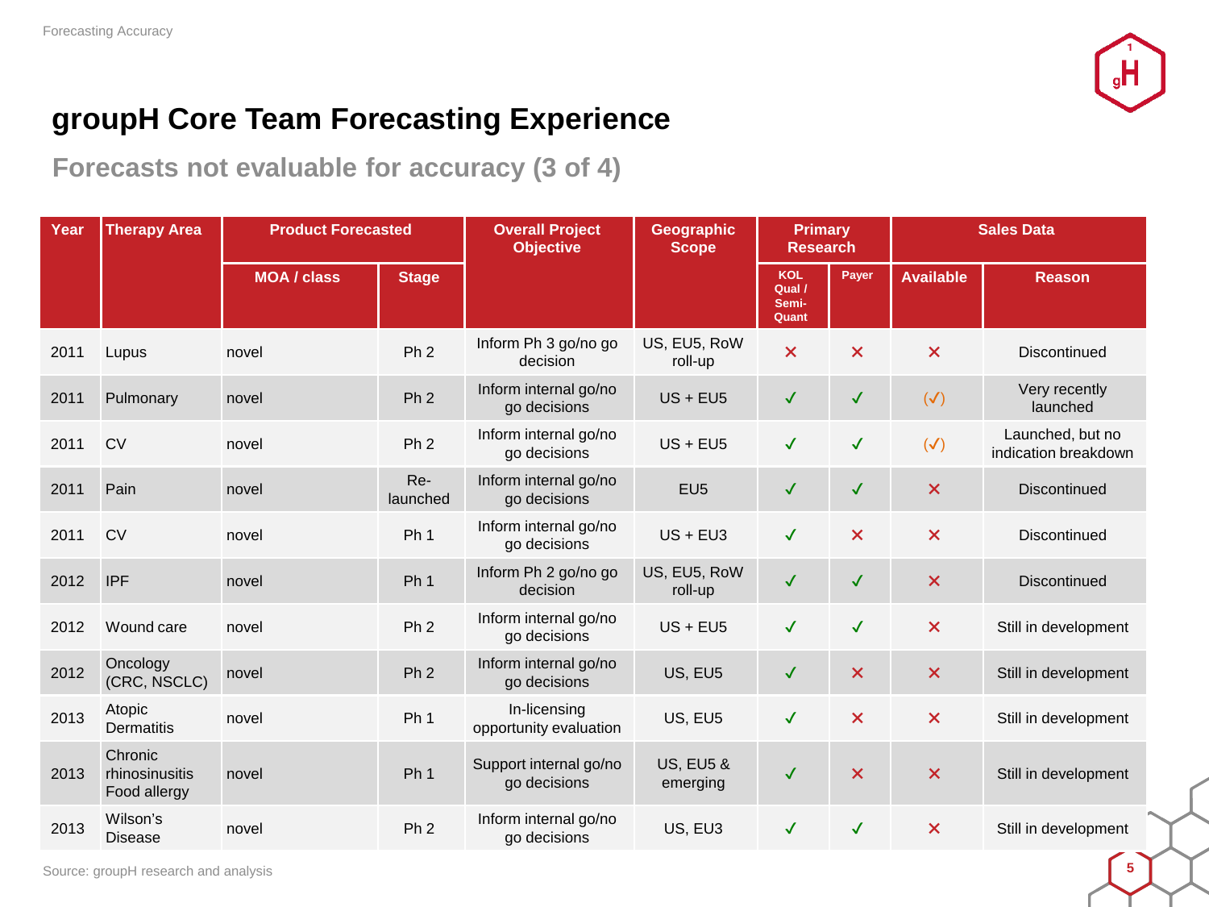# groupH Core Team Forecasting Experience

## Forecasts not evaluable for accuracy (3 of 4)

| Year | Therapy Area | Product Forecasted | | Overall Project Objective | Geographic Scope | Primary Research | | Sales Data | |
|---|---|---|---|---|---|---|---|---|---|
| | | MOA / class | Stage | | | KOL Qual / Semi-Quant | Payer | Available | Reason |
| 2011 | Lupus | novel | Ph 2 | Inform Ph 3 go/no go decision | US, EU5, RoW roll-up | ✗ | ✗ | ✗ | Discontinued |
| 2011 | Pulmonary | novel | Ph 2 | Inform internal go/no go decisions | US + EU5 | ✓ | ✓ | (✓) | Very recently launched |
| 2011 | CV | novel | Ph 2 | Inform internal go/no go decisions | US + EU5 | ✓ | ✓ | (✓) | Launched, but no indication breakdown |
| 2011 | Pain | novel | Re-launched | Inform internal go/no go decisions | EU5 | ✓ | ✓ | ✗ | Discontinued |
| 2011 | CV | novel | Ph 1 | Inform internal go/no go decisions | US + EU3 | ✓ | ✗ | ✗ | Discontinued |
| 2012 | IPF | novel | Ph 1 | Inform Ph 2 go/no go decision | US, EU5, RoW roll-up | ✓ | ✓ | ✗ | Discontinued |
| 2012 | Wound care | novel | Ph 2 | Inform internal go/no go decisions | US + EU5 | ✓ | ✓ | ✗ | Still in development |
| 2012 | Oncology (CRC, NSCLC) | novel | Ph 2 | Inform internal go/no go decisions | US, EU5 | ✓ | ✗ | ✗ | Still in development |
| 2013 | Atopic Dermatitis | novel | Ph 1 | In-licensing opportunity evaluation | US, EU5 | ✓ | ✗ | ✗ | Still in development |
| 2013 | Chronic rhinosinusitis Food allergy | novel | Ph 1 | Support internal go/no go decisions | US, EU5 & emerging | ✓ | ✗ | ✗ | Still in development |
| 2013 | Wilson's Disease | novel | Ph 2 | Inform internal go/no go decisions | US, EU3 | ✓ | ✓ | ✗ | Still in development |

Source: groupH research and analysis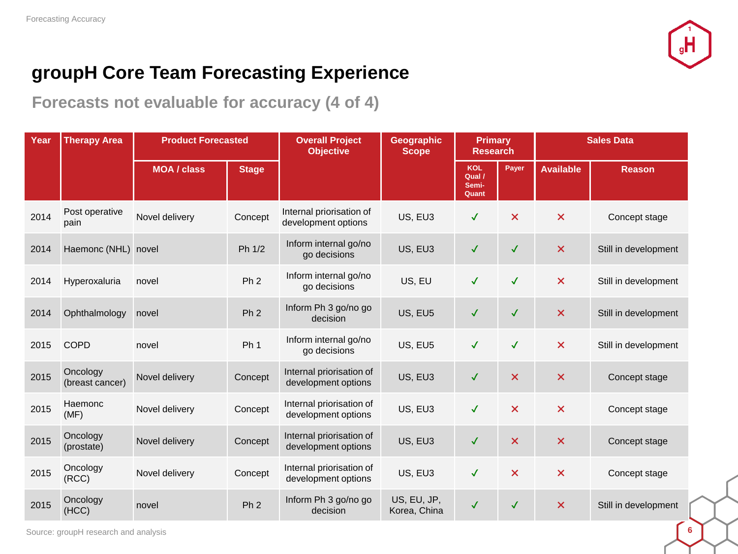# groupH Core Team Forecasting Experience

## Forecasts not evaluable for accuracy (4 of 4)

| Year | Therapy Area | Product Forecasted | | Overall Project Objective | Geographic Scope | Primary Research | | Sales Data | |
|---|---|---|---|---|---|---|---|---|---|
| | | MOA / class | Stage | | | KOL Qual / Semi-Quant | Payer | Available | Reason |
| 2014 | Post operative pain | Novel delivery | Concept | Internal priorisation of development options | US, EU3 | ✓ | ✗ | ✗ | Concept stage |
| 2014 | Haemonc (NHL) | novel | Ph 1/2 | Inform internal go/no go decisions | US, EU3 | ✓ | ✓ | ✗ | Still in development |
| 2014 | Hyperoxaluria | novel | Ph 2 | Inform internal go/no go decisions | US, EU | ✓ | ✓ | ✗ | Still in development |
| 2014 | Ophthalmology | novel | Ph 2 | Inform Ph 3 go/no go decision | US, EU5 | ✓ | ✓ | ✗ | Still in development |
| 2015 | COPD | novel | Ph 1 | Inform internal go/no go decisions | US, EU5 | ✓ | ✓ | ✗ | Still in development |
| 2015 | Oncology (breast cancer) | Novel delivery | Concept | Internal priorisation of development options | US, EU3 | ✓ | ✗ | ✗ | Concept stage |
| 2015 | Haemonc (MF) | Novel delivery | Concept | Internal priorisation of development options | US, EU3 | ✓ | ✗ | ✗ | Concept stage |
| 2015 | Oncology (prostate) | Novel delivery | Concept | Internal priorisation of development options | US, EU3 | ✓ | ✗ | ✗ | Concept stage |
| 2015 | Oncology (RCC) | Novel delivery | Concept | Internal priorisation of development options | US, EU3 | ✓ | ✗ | ✗ | Concept stage |
| 2015 | Oncology (HCC) | novel | Ph 2 | Inform Ph 3 go/no go decision | US, EU, JP, Korea, China | ✓ | ✓ | ✗ | Still in development |

Source: groupH research and analysis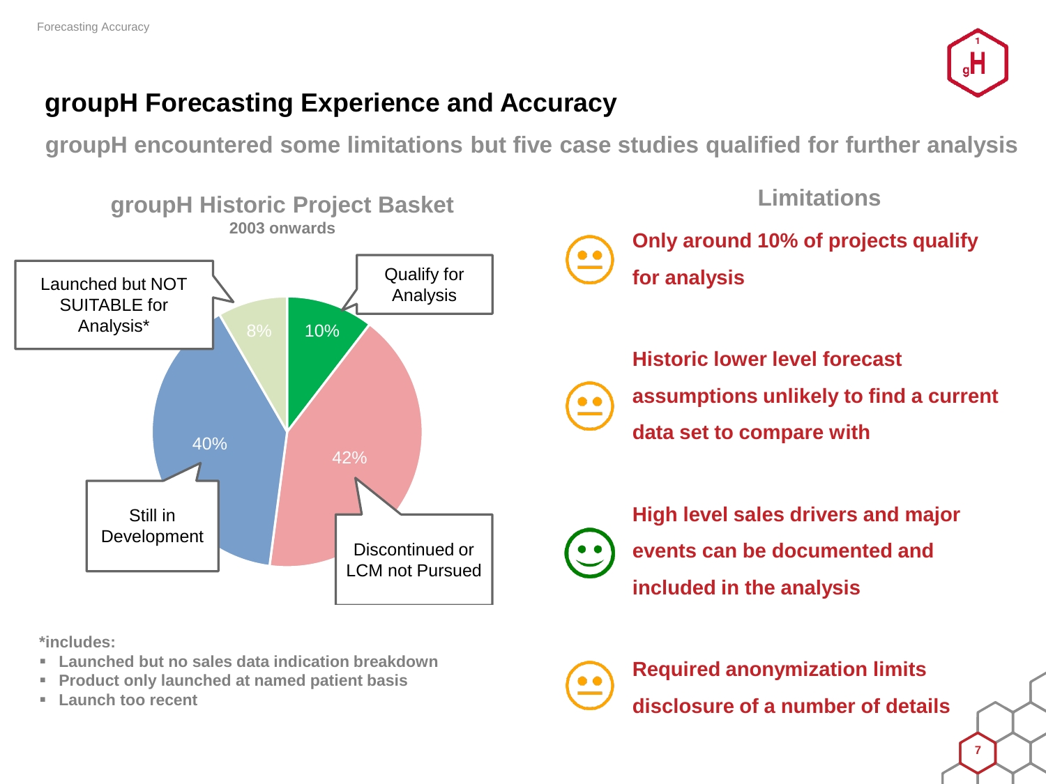# groupH Forecasting Experience and Accuracy

## groupH encountered some limitations but five case studies qualified for further analysis

### groupH Historic Project Basket

**2003 onwards**

| Category | Share |
| --- | --- |
| Qualify for Analysis | 10% |
| Discontinued or LCM not Pursued | 42% |
| Still in Development | 40% |
| Launched but NOT SUITABLE for Analysis* | 8% |

**\*includes:**

- **Launched but no sales data indication breakdown**
- **Product only launched at named patient basis**
- **Launch too recent**

### Limitations

- **Only around 10% of projects qualify for analysis**
- **Historic lower level forecast assumptions unlikely to find a current data set to compare with**
- **High level sales drivers and major events can be documented and included in the analysis**
- **Required anonymization limits disclosure of a number of details**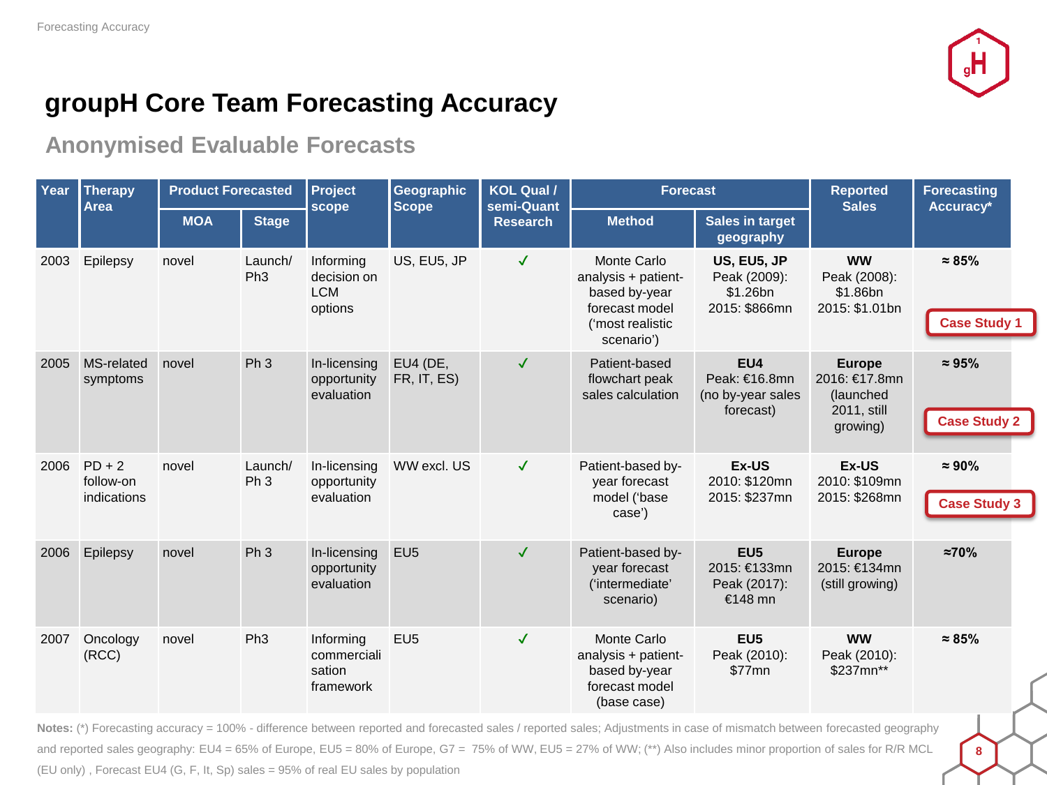# groupH Core Team Forecasting Accuracy

## Anonymised Evaluable Forecasts

| Year | Therapy Area | Product Forecasted | | Project scope | Geographic Scope | KOL Qual / semi-Quant Research | Forecast | | Reported Sales | Forecasting Accuracy* |
|---|---|---|---|---|---|---|---|---|---|---|
| | | MOA | Stage | | | | Method | Sales in target geography | | |
| 2003 | Epilepsy | novel | Launch/ Ph3 | Informing decision on LCM options | US, EU5, JP | ✓ | Monte Carlo analysis + patient-based by-year forecast model ('most realistic scenario') | **US, EU5, JP** Peak (2009): $1.26bn 2015: $866mn | **WW** Peak (2008): $1.86bn 2015: $1.01bn | **≈ 85%** Case Study 1 |
| 2005 | MS-related symptoms | novel | Ph 3 | In-licensing opportunity evaluation | EU4 (DE, FR, IT, ES) | ✓ | Patient-based flowchart peak sales calculation | **EU4** Peak: €16.8mn (no by-year sales forecast) | **Europe** 2016: €17.8mn (launched 2011, still growing) | **≈ 95%** Case Study 2 |
| 2006 | PD + 2 follow-on indications | novel | Launch/ Ph 3 | In-licensing opportunity evaluation | WW excl. US | ✓ | Patient-based by-year forecast model ('base case') | **Ex-US** 2010: $120mn 2015: $237mn | **Ex-US** 2010: $109mn 2015: $268mn | **≈ 90%** Case Study 3 |
| 2006 | Epilepsy | novel | Ph 3 | In-licensing opportunity evaluation | EU5 | ✓ | Patient-based by-year forecast ('intermediate' scenario) | **EU5** 2015: €133mn Peak (2017): €148 mn | **Europe** 2015: €134mn (still growing) | **≈70%** |
| 2007 | Oncology (RCC) | novel | Ph3 | Informing commerciali sation framework | EU5 | ✓ | Monte Carlo analysis + patient-based by-year forecast model (base case) | **EU5** Peak (2010): $77mn | **WW** Peak (2010): $237mn** | **≈ 85%** |

**Notes:** (*) Forecasting accuracy = 100% - difference between reported and forecasted sales / reported sales; Adjustments in case of mismatch between forecasted geography and reported sales geography: EU4 = 65% of Europe, EU5 = 80% of Europe, G7 = 75% of WW, EU5 = 27% of WW; (**) Also includes minor proportion of sales for R/R MCL (EU only) , Forecast EU4 (G, F, It, Sp) sales = 95% of real EU sales by population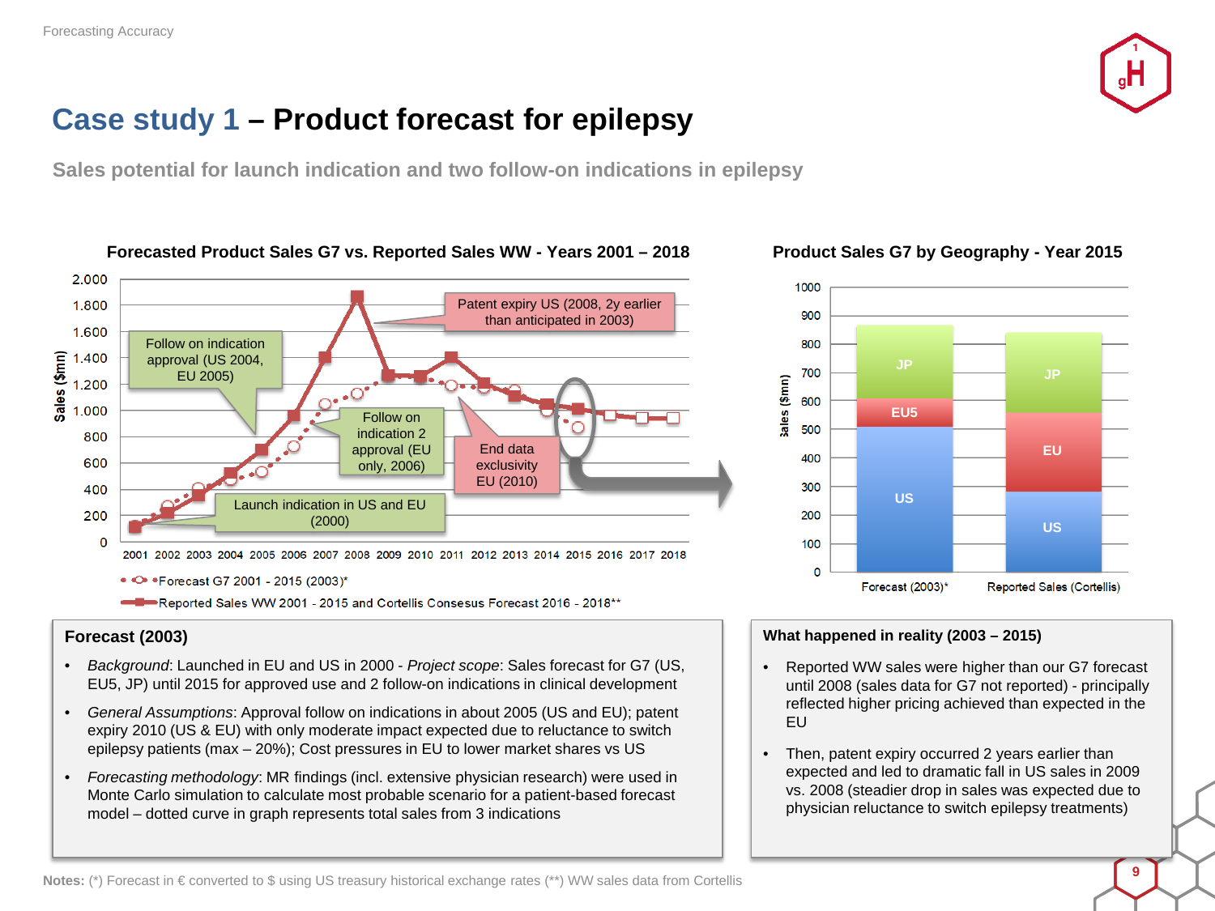# Case study 1 – Product forecast for epilepsy

## Sales potential for launch indication and two follow-on indications in epilepsy

### Forecasted Product Sales G7 vs. Reported Sales WW - Years 2001 – 2018

Sales ($mn)

- Follow on indication approval (US 2004, EU 2005)
- Patent expiry US (2008, 2y earlier than anticipated in 2003)
- Follow on indication 2 approval (EU only, 2006)
- End data exclusivity EU (2010)
- Launch indication in US and EU (2000)

Legend:
- Forecast G7 2001 - 2015 (2003)*
- Reported Sales WW 2001 - 2015 and Cortellis Consesus Forecast 2016 - 2018**

### Product Sales G7 by Geography - Year 2015

Sales ($mn)

| | Forecast (2003)* | Reported Sales (Cortellis) |
|---|---|---|
| Segments (bottom to top) | US, EU5, JP | US, EU, JP |

### Forecast (2003)

- *Background*: Launched in EU and US in 2000 - *Project scope*: Sales forecast for G7 (US, EU5, JP) until 2015 for approved use and 2 follow-on indications in clinical development
- *General Assumptions*: Approval follow on indications in about 2005 (US and EU); patent expiry 2010 (US & EU) with only moderate impact expected due to reluctance to switch epilepsy patients (max – 20%); Cost pressures in EU to lower market shares vs US
- *Forecasting methodology*: MR findings (incl. extensive physician research) were used in Monte Carlo simulation to calculate most probable scenario for a patient-based forecast model – dotted curve in graph represents total sales from 3 indications

### What happened in reality (2003 – 2015)

- Reported WW sales were higher than our G7 forecast until 2008 (sales data for G7 not reported) - principally reflected higher pricing achieved than expected in the EU
- Then, patent expiry occurred 2 years earlier than expected and led to dramatic fall in US sales in 2009 vs. 2008 (steadier drop in sales was expected due to physician reluctance to switch epilepsy treatments)

**Notes:** (*) Forecast in € converted to $ using US treasury historical exchange rates (**) WW sales data from Cortellis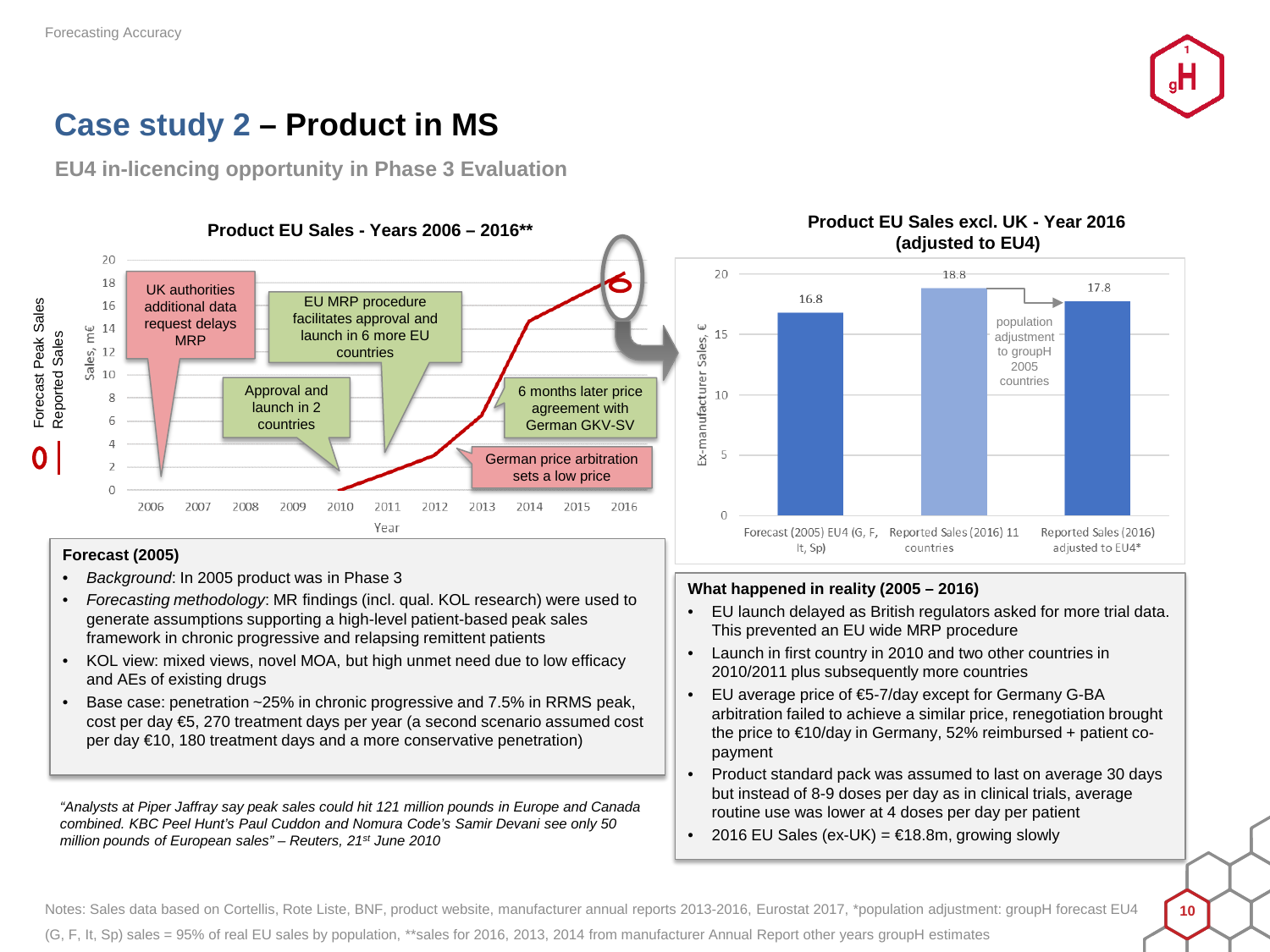# Case study 2 – Product in MS

## EU4 in-licencing opportunity in Phase 3 Evaluation

**Product EU Sales - Years 2006 – 2016****

Forecast Peak Sales / Reported Sales

Sales, m€ (0–20); Year (2006–2016)

- UK authorities additional data request delays MRP
- Approval and launch in 2 countries
- EU MRP procedure facilitates approval and launch in 6 more EU countries
- 6 months later price agreement with German GKV-SV
- German price arbitration sets a low price

**Product EU Sales excl. UK - Year 2016 (adjusted to EU4)**

| | Ex-manufacturer Sales, € |
|---|---|
| Forecast (2005) EU4 (G, F, It, Sp) | 16.8 |
| Reported Sales (2016) 11 countries | 18.8 |
| Reported Sales (2016) adjusted to EU4* | 17.8 |

population adjustment to groupH 2005 countries

### Forecast (2005)

- *Background*: In 2005 product was in Phase 3
- *Forecasting methodology*: MR findings (incl. qual. KOL research) were used to generate assumptions supporting a high-level patient-based peak sales framework in chronic progressive and relapsing remittent patients
- KOL view: mixed views, novel MOA, but high unmet need due to low efficacy and AEs of existing drugs
- Base case: penetration ~25% in chronic progressive and 7.5% in RRMS peak, cost per day €5, 270 treatment days per year (a second scenario assumed cost per day €10, 180 treatment days and a more conservative penetration)

*"Analysts at Piper Jaffray say peak sales could hit 121 million pounds in Europe and Canada combined. KBC Peel Hunt's Paul Cuddon and Nomura Code's Samir Devani see only 50 million pounds of European sales" – Reuters, 21st June 2010*

### What happened in reality (2005 – 2016)

- EU launch delayed as British regulators asked for more trial data. This prevented an EU wide MRP procedure
- Launch in first country in 2010 and two other countries in 2010/2011 plus subsequently more countries
- EU average price of €5-7/day except for Germany G-BA arbitration failed to achieve a similar price, renegotiation brought the price to €10/day in Germany, 52% reimbursed + patient co-payment
- Product standard pack was assumed to last on average 30 days but instead of 8-9 doses per day as in clinical trials, average routine use was lower at 4 doses per day per patient
- 2016 EU Sales (ex-UK) = €18.8m, growing slowly

Notes: Sales data based on Cortellis, Rote Liste, BNF, product website, manufacturer annual reports 2013-2016, Eurostat 2017, *population adjustment: groupH forecast EU4 (G, F, It, Sp) sales = 95% of real EU sales by population, **sales for 2016, 2013, 2014 from manufacturer Annual Report other years groupH estimates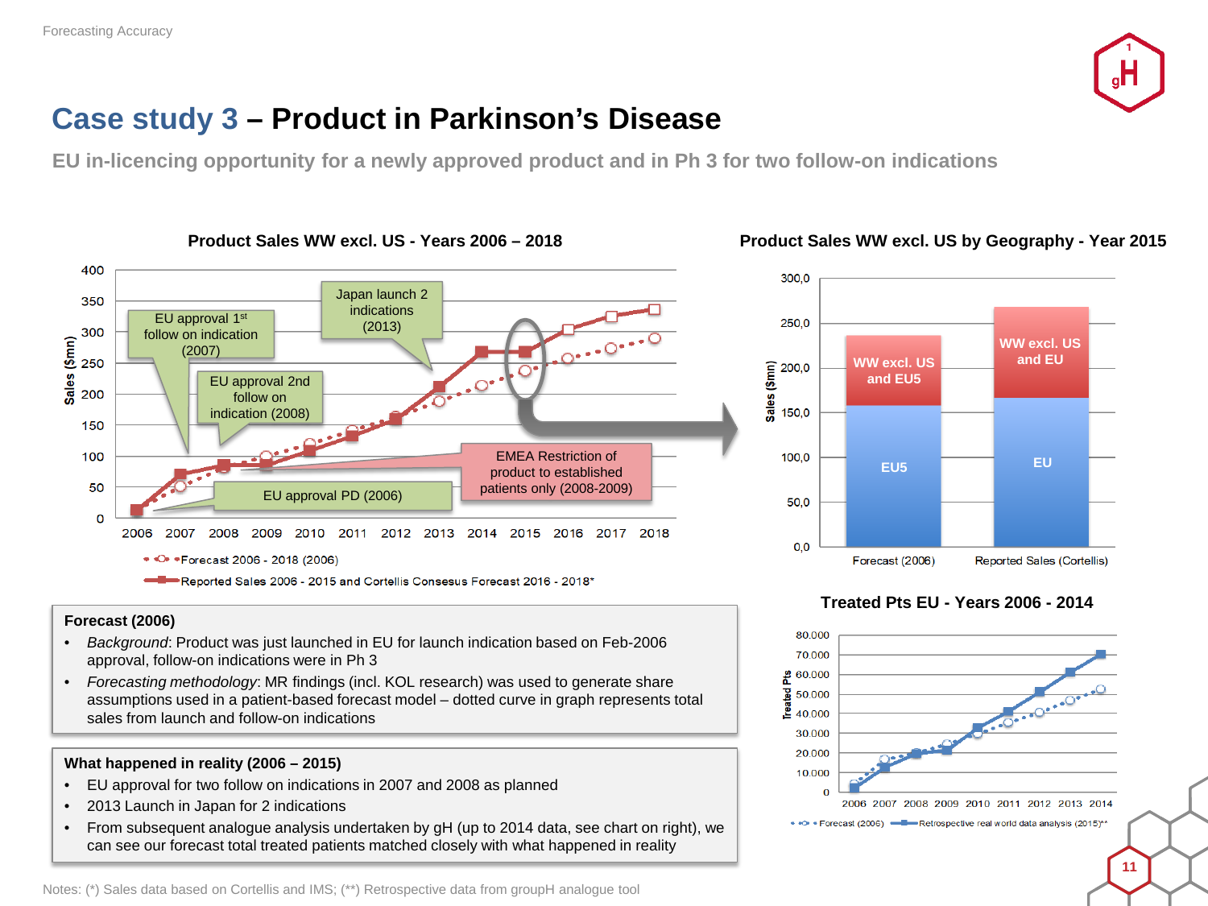# Case study 3 – Product in Parkinson's Disease

## EU in-licencing opportunity for a newly approved product and in Ph 3 for two follow-on indications

### Product Sales WW excl. US - Years 2006 – 2018

Annotations on chart:
- EU approval PD (2006)
- EU approval 1st follow on indication (2007)
- EU approval 2nd follow on indication (2008)
- EMEA Restriction of product to established patients only (2008-2009)
- Japan launch 2 indications (2013)

Legend: Forecast 2006 - 2018 (2006); Reported Sales 2006 - 2015 and Cortellis Consesus Forecast 2016 - 2018*

### Product Sales WW excl. US by Geography - Year 2015

| | Forecast (2006) | Reported Sales (Cortellis) |
|---|---|---|
| WW excl. US and EU5 / WW excl. US and EU | WW excl. US and EU5 | WW excl. US and EU |
| EU5 / EU | EU5 | EU |

### Treated Pts EU - Years 2006 - 2014

Legend: Forecast (2006); Retrospective real world data analysis (2015)**

**Forecast (2006)**

- *Background*: Product was just launched in EU for launch indication based on Feb-2006 approval, follow-on indications were in Ph 3
- *Forecasting methodology*: MR findings (incl. KOL research) was used to generate share assumptions used in a patient-based forecast model – dotted curve in graph represents total sales from launch and follow-on indications

**What happened in reality (2006 – 2015)**

- EU approval for two follow on indications in 2007 and 2008 as planned
- 2013 Launch in Japan for 2 indications
- From subsequent analogue analysis undertaken by gH (up to 2014 data, see chart on right), we can see our forecast total treated patients matched closely with what happened in reality

Notes: (*) Sales data based on Cortellis and IMS; (**) Retrospective data from groupH analogue tool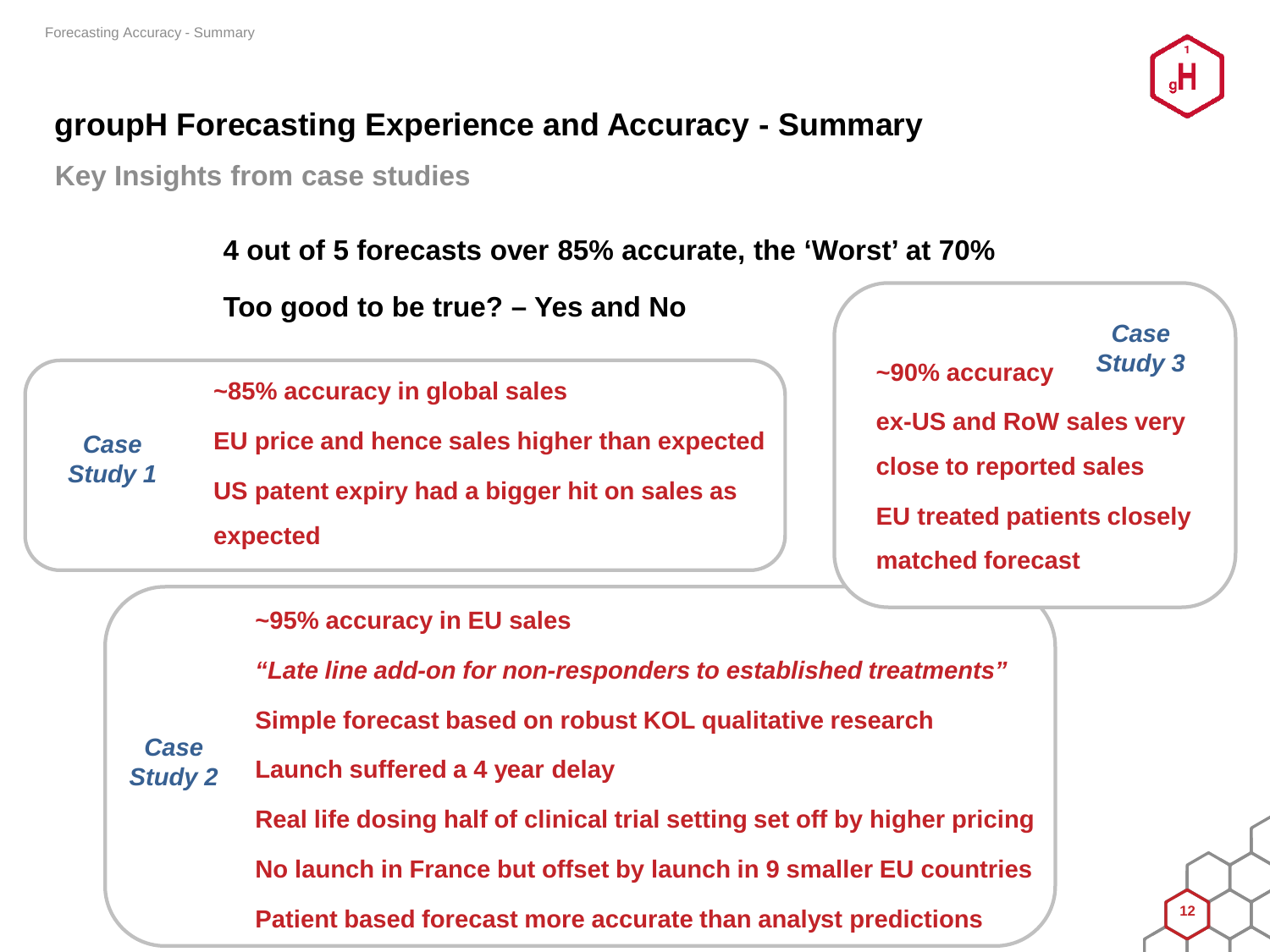# groupH Forecasting Experience and Accuracy - Summary

## Key Insights from case studies

**4 out of 5 forecasts over 85% accurate, the 'Worst' at 70%**

**Too good to be true? – Yes and No**

***Case Study 1***

- **~85% accuracy in global sales**
- **EU price and hence sales higher than expected**
- **US patent expiry had a bigger hit on sales as expected**

***Case Study 3***

- **~90% accuracy**
- **ex-US and RoW sales very close to reported sales**
- **EU treated patients closely matched forecast**

***Case Study 2***

- **~95% accuracy in EU sales**
- ***"Late line add-on for non-responders to established treatments"***
- **Simple forecast based on robust KOL qualitative research**
- **Launch suffered a 4 year delay**
- **Real life dosing half of clinical trial setting set off by higher pricing**
- **No launch in France but offset by launch in 9 smaller EU countries**
- **Patient based forecast more accurate than analyst predictions**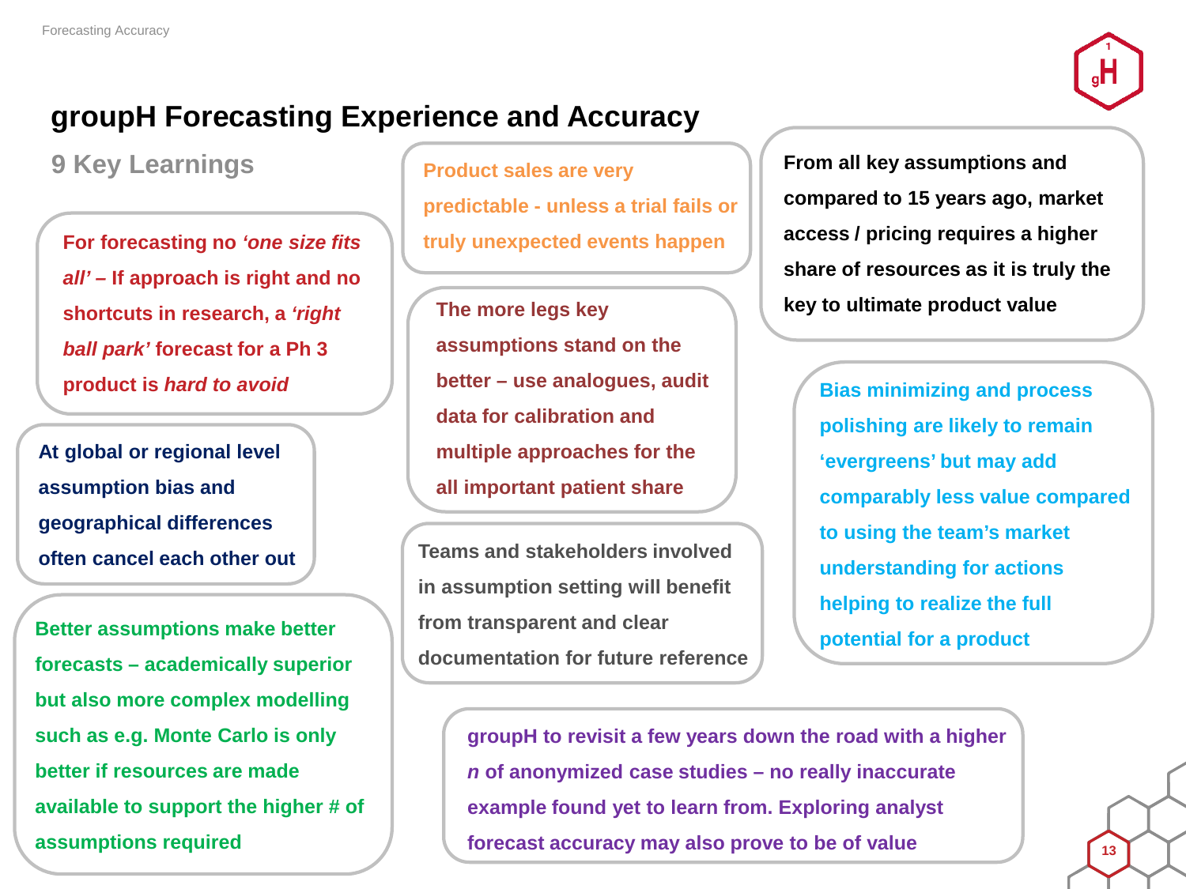# groupH Forecasting Experience and Accuracy

## 9 Key Learnings

For forecasting no *'one size fits all'* – If approach is right and no shortcuts in research, a *'right ball park'* forecast for a Ph 3 product is *hard to avoid*

At global or regional level assumption bias and geographical differences often cancel each other out

Better assumptions make better forecasts – academically superior but also more complex modelling such as e.g. Monte Carlo is only better if resources are made available to support the higher # of assumptions required

Product sales are very predictable - unless a trial fails or truly unexpected events happen

The more legs key assumptions stand on the better – use analogues, audit data for calibration and multiple approaches for the all important patient share

Teams and stakeholders involved in assumption setting will benefit from transparent and clear documentation for future reference

From all key assumptions and compared to 15 years ago, market access / pricing requires a higher share of resources as it is truly the key to ultimate product value

Bias minimizing and process polishing are likely to remain 'evergreens' but may add comparably less value compared to using the team's market understanding for actions helping to realize the full potential for a product

groupH to revisit a few years down the road with a higher *n* of anonymized case studies – no really inaccurate example found yet to learn from. Exploring analyst forecast accuracy may also prove to be of value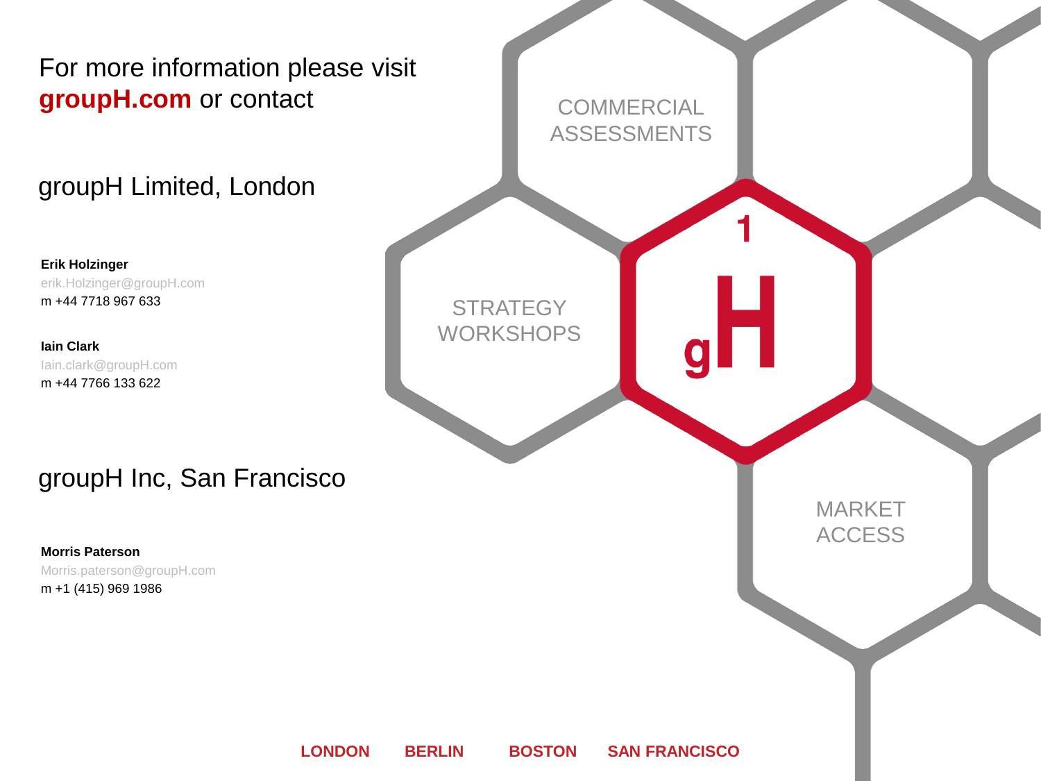For more information please visit **groupH.com** or contact

## groupH Limited, London

**Erik Holzinger**
erik.Holzinger@groupH.com
m +44 7718 967 633

**Iain Clark**
Iain.clark@groupH.com
m +44 7766 133 622

## groupH Inc, San Francisco

**Morris Paterson**
Morris.paterson@groupH.com
m +1 (415) 969 1986

COMMERCIAL ASSESSMENTS

STRATEGY WORKSHOPS

MARKET ACCESS

1
gH

**LONDON** **BERLIN** **BOSTON** **SAN FRANCISCO**